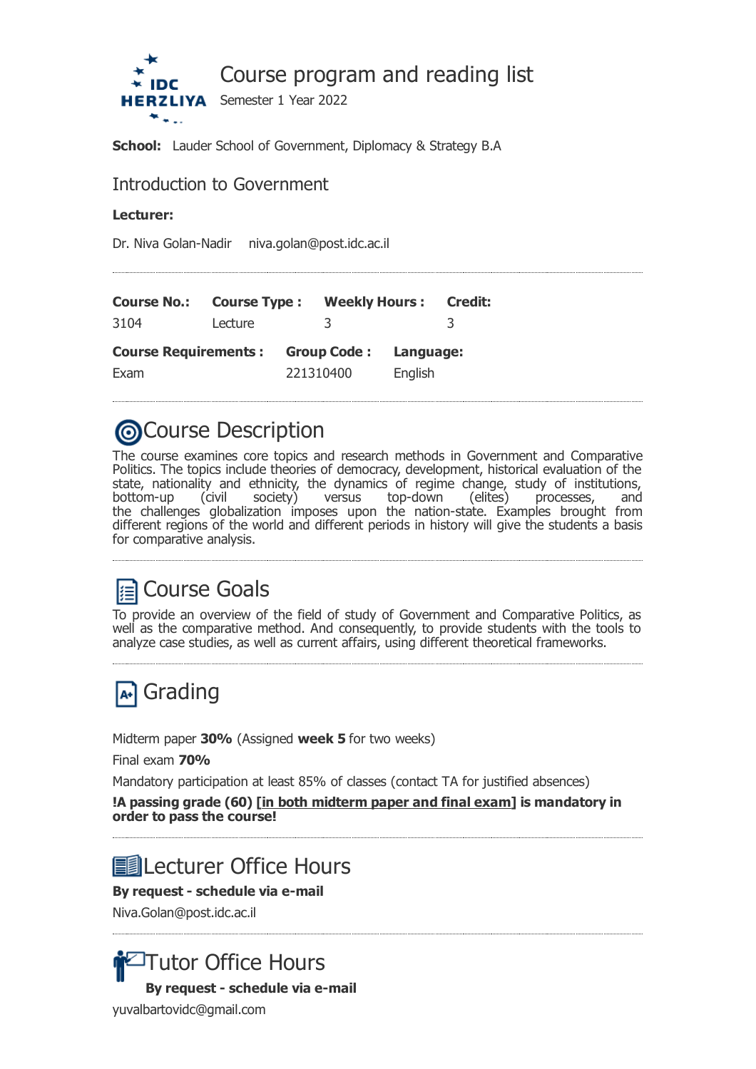# Course program and reading list

Semester 1 Year 2022

**School:** Lauder School of Government, Diplomacy & Strategy B.A

## Introduction to Government

**Lecturer:**

Dr. Niva Golan-Nadir niva.golan@post.idc.ac.il

| Course No.: | Course Type : | Weekly Hours : | Credit: |
|---|---|---|---|
| 3104 | Lecture | 3 | 3 |

| Course Requirements : | Group Code : | Language: |
|---|---|---|
| Exam | 221310400 | English |

## Course Description

The course examines core topics and research methods in Government and Comparative Politics. The topics include theories of democracy, development, historical evaluation of the state, nationality and ethnicity, the dynamics of regime change, study of institutions, bottom-up (civil society) versus top-down (elites) processes, and the challenges globalization imposes upon the nation-state. Examples brought from different regions of the world and different periods in history will give the students a basis for comparative analysis.

## Course Goals

To provide an overview of the field of study of Government and Comparative Politics, as well as the comparative method. And consequently, to provide students with the tools to analyze case studies, as well as current affairs, using different theoretical frameworks.

## Grading

Midterm paper **30%** (Assigned **week 5** for two weeks)

Final exam **70%**

Mandatory participation at least 85% of classes (contact TA for justified absences)

**!A passing grade (60) [in both midterm paper and final exam] is mandatory in order to pass the course!**

## Lecturer Office Hours

**By request - schedule via e-mail**

Niva.Golan@post.idc.ac.il

## Tutor Office Hours

**By request - schedule via e-mail**

yuvalbartovidc@gmail.com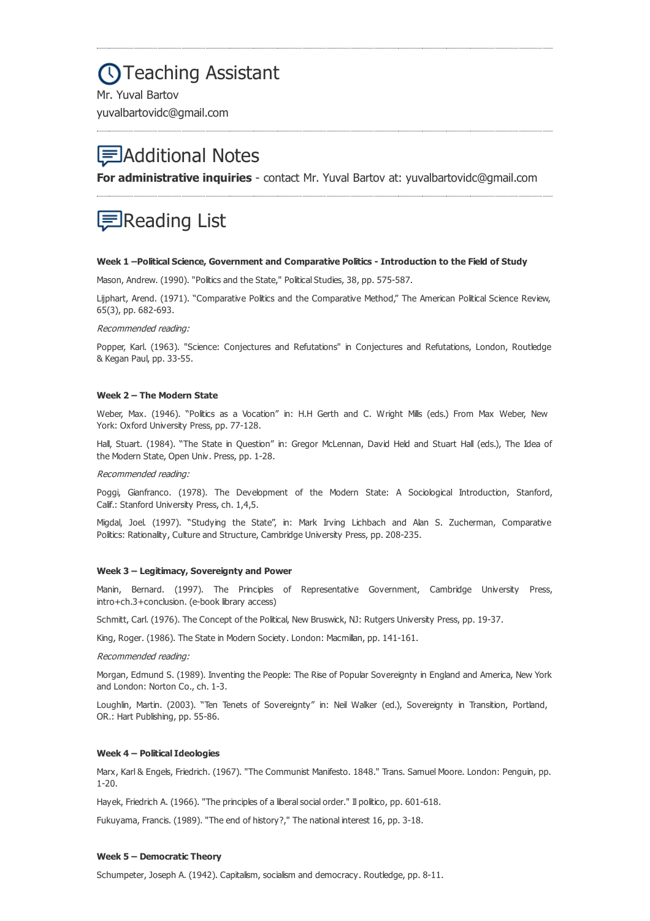## Teaching Assistant

Mr. Yuval Bartov

yuvalbartovidc@gmail.com

## Additional Notes

**For administrative inquiries** - contact Mr. Yuval Bartov at: yuvalbartovidc@gmail.com

## Reading List

**Week 1 –Political Science, Government and Comparative Politics - Introduction to the Field of Study**

Mason, Andrew. (1990). "Politics and the State," Political Studies, 38, pp. 575-587.

Lijphart, Arend. (1971). "Comparative Politics and the Comparative Method," The American Political Science Review, 65(3), pp. 682-693.

*Recommended reading:*

Popper, Karl. (1963). "Science: Conjectures and Refutations" in Conjectures and Refutations, London, Routledge & Kegan Paul, pp. 33-55.

**Week 2 – The Modern State**

Weber, Max. (1946). "Politics as a Vocation" in: H.H Gerth and C. Wright Mills (eds.) From Max Weber, New York: Oxford University Press, pp. 77-128.

Hall, Stuart. (1984). "The State in Question" in: Gregor McLennan, David Held and Stuart Hall (eds.), The Idea of the Modern State, Open Univ. Press, pp. 1-28.

*Recommended reading:*

Poggi, Gianfranco. (1978). The Development of the Modern State: A Sociological Introduction, Stanford, Calif.: Stanford University Press, ch. 1,4,5.

Migdal, Joel. (1997). "Studying the State", in: Mark Irving Lichbach and Alan S. Zucherman, Comparative Politics: Rationality, Culture and Structure, Cambridge University Press, pp. 208-235.

**Week 3 – Legitimacy, Sovereignty and Power**

Manin, Bernard. (1997). The Principles of Representative Government, Cambridge University Press, intro+ch.3+conclusion. (e-book library access)

Schmitt, Carl. (1976). The Concept of the Political, New Bruswick, NJ: Rutgers University Press, pp. 19-37.

King, Roger. (1986). The State in Modern Society. London: Macmillan, pp. 141-161.

*Recommended reading:*

Morgan, Edmund S. (1989). Inventing the People: The Rise of Popular Sovereignty in England and America, New York and London: Norton Co., ch. 1-3.

Loughlin, Martin. (2003). "Ten Tenets of Sovereignty" in: Neil Walker (ed.), Sovereignty in Transition, Portland, OR.: Hart Publishing, pp. 55-86.

**Week 4 – Political Ideologies**

Marx, Karl & Engels, Friedrich. (1967). "The Communist Manifesto. 1848." Trans. Samuel Moore. London: Penguin, pp. 1-20.

Hayek, Friedrich A. (1966). "The principles of a liberal social order." Il politico, pp. 601-618.

Fukuyama, Francis. (1989). "The end of history?," The national interest 16, pp. 3-18.

**Week 5 – Democratic Theory**

Schumpeter, Joseph A. (1942). Capitalism, socialism and democracy. Routledge, pp. 8-11.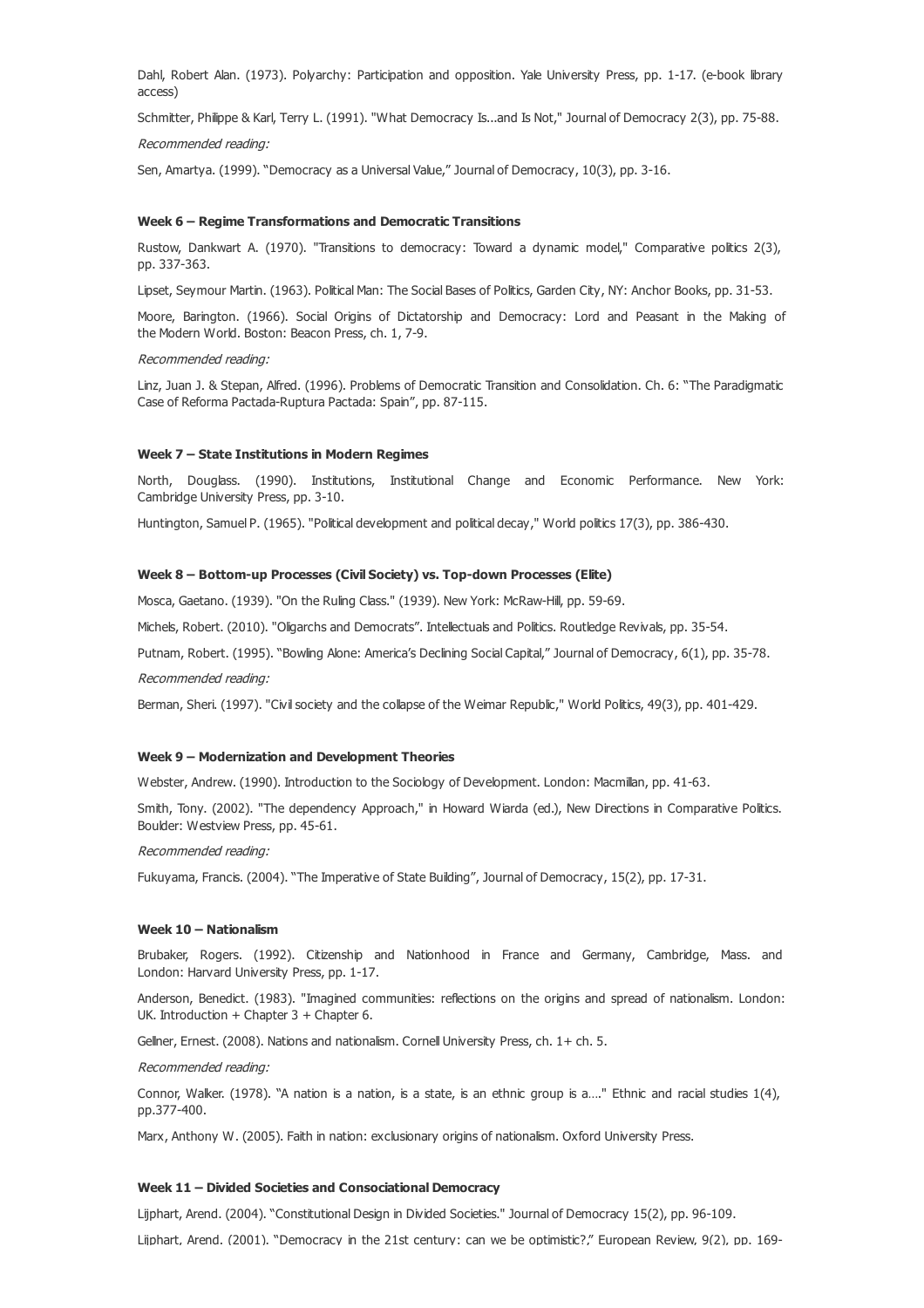Dahl, Robert Alan. (1973). Polyarchy: Participation and opposition. Yale University Press, pp. 1-17. (e-book library access)

Schmitter, Philippe & Karl, Terry L. (1991). "What Democracy Is...and Is Not," Journal of Democracy 2(3), pp. 75-88.

*Recommended reading:*

Sen, Amartya. (1999). "Democracy as a Universal Value," Journal of Democracy, 10(3), pp. 3-16.

**Week 6 – Regime Transformations and Democratic Transitions**

Rustow, Dankwart A. (1970). "Transitions to democracy: Toward a dynamic model," Comparative politics 2(3), pp. 337-363.

Lipset, Seymour Martin. (1963). Political Man: The Social Bases of Politics, Garden City, NY: Anchor Books, pp. 31-53.

Moore, Barington. (1966). Social Origins of Dictatorship and Democracy: Lord and Peasant in the Making of the Modern World. Boston: Beacon Press, ch. 1, 7-9.

*Recommended reading:*

Linz, Juan J. & Stepan, Alfred. (1996). Problems of Democratic Transition and Consolidation. Ch. 6: "The Paradigmatic Case of Reforma Pactada-Ruptura Pactada: Spain", pp. 87-115.

**Week 7 – State Institutions in Modern Regimes**

North, Douglass. (1990). Institutions, Institutional Change and Economic Performance. New York: Cambridge University Press, pp. 3-10.

Huntington, Samuel P. (1965). "Political development and political decay," World politics 17(3), pp. 386-430.

**Week 8 – Bottom-up Processes (Civil Society) vs. Top-down Processes (Elite)**

Mosca, Gaetano. (1939). "On the Ruling Class." (1939). New York: McRaw-Hill, pp. 59-69.

Michels, Robert. (2010). "Oligarchs and Democrats". Intellectuals and Politics. Routledge Revivals, pp. 35-54.

Putnam, Robert. (1995). "Bowling Alone: America's Declining Social Capital," Journal of Democracy, 6(1), pp. 35-78.

*Recommended reading:*

Berman, Sheri. (1997). "Civil society and the collapse of the Weimar Republic," World Politics, 49(3), pp. 401-429.

**Week 9 – Modernization and Development Theories**

Webster, Andrew. (1990). Introduction to the Sociology of Development. London: Macmillan, pp. 41-63.

Smith, Tony. (2002). "The dependency Approach," in Howard Wiarda (ed.), New Directions in Comparative Politics. Boulder: Westview Press, pp. 45-61.

*Recommended reading:*

Fukuyama, Francis. (2004). "The Imperative of State Building", Journal of Democracy, 15(2), pp. 17-31.

**Week 10 – Nationalism**

Brubaker, Rogers. (1992). Citizenship and Nationhood in France and Germany, Cambridge, Mass. and London: Harvard University Press, pp. 1-17.

Anderson, Benedict. (1983). "Imagined communities: reflections on the origins and spread of nationalism. London: UK. Introduction + Chapter 3 + Chapter 6.

Gellner, Ernest. (2008). Nations and nationalism. Cornell University Press, ch. 1+ ch. 5.

*Recommended reading:*

Connor, Walker. (1978). "A nation is a nation, is a state, is an ethnic group is a…." Ethnic and racial studies 1(4), pp.377-400.

Marx, Anthony W. (2005). Faith in nation: exclusionary origins of nationalism. Oxford University Press.

**Week 11 – Divided Societies and Consociational Democracy**

Lijphart, Arend. (2004). "Constitutional Design in Divided Societies." Journal of Democracy 15(2), pp. 96-109.

Lijphart, Arend. (2001). "Democracy in the 21st century: can we be optimistic?," European Review, 9(2), pp. 169-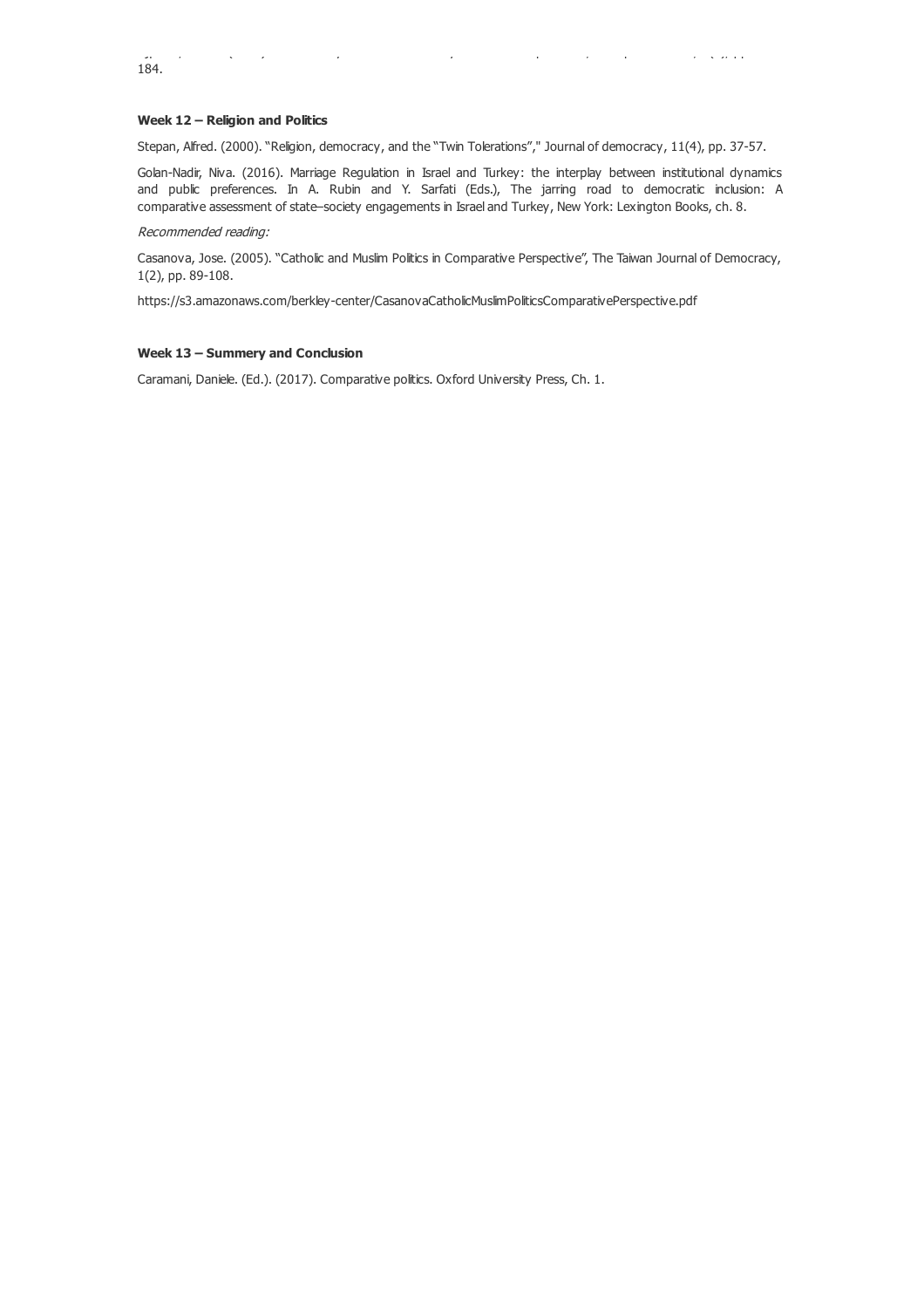184.

**Week 12 – Religion and Politics**

Stepan, Alfred. (2000). "Religion, democracy, and the "Twin Tolerations"," Journal of democracy, 11(4), pp. 37-57.

Golan-Nadir, Niva. (2016). Marriage Regulation in Israel and Turkey: the interplay between institutional dynamics and public preferences. In A. Rubin and Y. Sarfati (Eds.), The jarring road to democratic inclusion: A comparative assessment of state–society engagements in Israel and Turkey, New York: Lexington Books, ch. 8.

*Recommended reading:*

Casanova, Jose. (2005). "Catholic and Muslim Politics in Comparative Perspective", The Taiwan Journal of Democracy, 1(2), pp. 89-108.

https://s3.amazonaws.com/berkley-center/CasanovaCatholicMuslimPoliticsComparativePerspective.pdf

**Week 13 – Summery and Conclusion**

Caramani, Daniele. (Ed.). (2017). Comparative politics. Oxford University Press, Ch. 1.